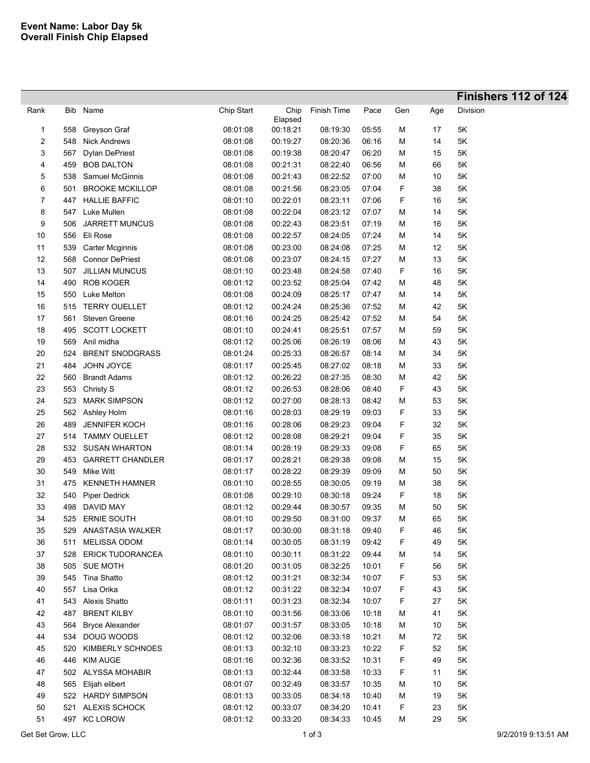**Event Name: Labor Day 5k**
**Overall Finish Chip Elapsed**

## Finishers 112 of 124

| Rank | Bib | Name | Chip Start | Chip Elapsed | Finish Time | Pace | Gen | Age | Division |
|---|---|---|---|---|---|---|---|---|---|
| 1 | 558 | Greyson Graf | 08:01:08 | 00:18:21 | 08:19:30 | 05:55 | M | 17 | 5K |
| 2 | 548 | Nick Andrews | 08:01:08 | 00:19:27 | 08:20:36 | 06:16 | M | 14 | 5K |
| 3 | 567 | Dylan DePriest | 08:01:08 | 00:19:38 | 08:20:47 | 06:20 | M | 15 | 5K |
| 4 | 459 | BOB DALTON | 08:01:08 | 00:21:31 | 08:22:40 | 06:56 | M | 66 | 5K |
| 5 | 538 | Samuel McGinnis | 08:01:08 | 00:21:43 | 08:22:52 | 07:00 | M | 10 | 5K |
| 6 | 501 | BROOKE MCKILLOP | 08:01:08 | 00:21:56 | 08:23:05 | 07:04 | F | 38 | 5K |
| 7 | 447 | HALLIE BAFFIC | 08:01:10 | 00:22:01 | 08:23:11 | 07:06 | F | 16 | 5K |
| 8 | 547 | Luke Mullen | 08:01:08 | 00:22:04 | 08:23:12 | 07:07 | M | 14 | 5K |
| 9 | 506 | JARRETT MUNCUS | 08:01:08 | 00:22:43 | 08:23:51 | 07:19 | M | 16 | 5K |
| 10 | 556 | Eli Rose | 08:01:08 | 00:22:57 | 08:24:05 | 07:24 | M | 14 | 5K |
| 11 | 539 | Carter Mcginnis | 08:01:08 | 00:23:00 | 08:24:08 | 07:25 | M | 12 | 5K |
| 12 | 568 | Connor DePriest | 08:01:08 | 00:23:07 | 08:24:15 | 07:27 | M | 13 | 5K |
| 13 | 507 | JILLIAN MUNCUS | 08:01:10 | 00:23:48 | 08:24:58 | 07:40 | F | 16 | 5K |
| 14 | 490 | ROB KOGER | 08:01:12 | 00:23:52 | 08:25:04 | 07:42 | M | 48 | 5K |
| 15 | 550 | Luke Melton | 08:01:08 | 00:24:09 | 08:25:17 | 07:47 | M | 14 | 5K |
| 16 | 515 | TERRY OUELLET | 08:01:12 | 00:24:24 | 08:25:36 | 07:52 | M | 42 | 5K |
| 17 | 561 | Steven Greene | 08:01:16 | 00:24:25 | 08:25:42 | 07:52 | M | 54 | 5K |
| 18 | 495 | SCOTT LOCKETT | 08:01:10 | 00:24:41 | 08:25:51 | 07:57 | M | 59 | 5K |
| 19 | 569 | Anil midha | 08:01:12 | 00:25:06 | 08:26:19 | 08:06 | M | 43 | 5K |
| 20 | 524 | BRENT SNODGRASS | 08:01:24 | 00:25:33 | 08:26:57 | 08:14 | M | 34 | 5K |
| 21 | 484 | JOHN JOYCE | 08:01:17 | 00:25:45 | 08:27:02 | 08:18 | M | 33 | 5K |
| 22 | 560 | Brandt Adams | 08:01:12 | 00:26:22 | 08:27:35 | 08:30 | M | 42 | 5K |
| 23 | 553 | Christy S | 08:01:12 | 00:26:53 | 08:28:06 | 08:40 | F | 43 | 5K |
| 24 | 523 | MARK SIMPSON | 08:01:12 | 00:27:00 | 08:28:13 | 08:42 | M | 53 | 5K |
| 25 | 562 | Ashley Holm | 08:01:16 | 00:28:03 | 08:29:19 | 09:03 | F | 33 | 5K |
| 26 | 489 | JENNIFER KOCH | 08:01:16 | 00:28:06 | 08:29:23 | 09:04 | F | 32 | 5K |
| 27 | 514 | TAMMY OUELLET | 08:01:12 | 00:28:08 | 08:29:21 | 09:04 | F | 35 | 5K |
| 28 | 532 | SUSAN WHARTON | 08:01:14 | 00:28:19 | 08:29:33 | 09:08 | F | 65 | 5K |
| 29 | 453 | GARRETT CHANDLER | 08:01:17 | 00:28:21 | 08:29:38 | 09:08 | M | 15 | 5K |
| 30 | 549 | Mike Witt | 08:01:17 | 00:28:22 | 08:29:39 | 09:09 | M | 50 | 5K |
| 31 | 475 | KENNETH HAMNER | 08:01:10 | 00:28:55 | 08:30:05 | 09:19 | M | 38 | 5K |
| 32 | 540 | Piper Dedrick | 08:01:08 | 00:29:10 | 08:30:18 | 09:24 | F | 18 | 5K |
| 33 | 498 | DAVID MAY | 08:01:12 | 00:29:44 | 08:30:57 | 09:35 | M | 50 | 5K |
| 34 | 525 | ERNIE SOUTH | 08:01:10 | 00:29:50 | 08:31:00 | 09:37 | M | 65 | 5K |
| 35 | 529 | ANASTASIA WALKER | 08:01:17 | 00:30:00 | 08:31:18 | 09:40 | F | 46 | 5K |
| 36 | 511 | MELISSA ODOM | 08:01:14 | 00:30:05 | 08:31:19 | 09:42 | F | 49 | 5K |
| 37 | 528 | ERICK TUDORANCEA | 08:01:10 | 00:30:11 | 08:31:22 | 09:44 | M | 14 | 5K |
| 38 | 505 | SUE MOTH | 08:01:20 | 00:31:05 | 08:32:25 | 10:01 | F | 56 | 5K |
| 39 | 545 | Tina Shatto | 08:01:12 | 00:31:21 | 08:32:34 | 10:07 | F | 53 | 5K |
| 40 | 557 | Lisa Orika | 08:01:12 | 00:31:22 | 08:32:34 | 10:07 | F | 43 | 5K |
| 41 | 543 | Alexis Shatto | 08:01:11 | 00:31:23 | 08:32:34 | 10:07 | F | 27 | 5K |
| 42 | 487 | BRENT KILBY | 08:01:10 | 00:31:56 | 08:33:06 | 10:18 | M | 41 | 5K |
| 43 | 564 | Bryce Alexander | 08:01:07 | 00:31:57 | 08:33:05 | 10:18 | M | 10 | 5K |
| 44 | 534 | DOUG WOODS | 08:01:12 | 00:32:06 | 08:33:18 | 10:21 | M | 72 | 5K |
| 45 | 520 | KIMBERLY SCHNOES | 08:01:13 | 00:32:10 | 08:33:23 | 10:22 | F | 52 | 5K |
| 46 | 446 | KIM AUGE | 08:01:16 | 00:32:36 | 08:33:52 | 10:31 | F | 49 | 5K |
| 47 | 502 | ALYSSA MOHABIR | 08:01:13 | 00:32:44 | 08:33:58 | 10:33 | F | 11 | 5K |
| 48 | 565 | Elijah elibert | 08:01:07 | 00:32:49 | 08:33:57 | 10:35 | M | 10 | 5K |
| 49 | 522 | HARDY SIMPSON | 08:01:13 | 00:33:05 | 08:34:18 | 10:40 | M | 19 | 5K |
| 50 | 521 | ALEXIS SCHOCK | 08:01:12 | 00:33:07 | 08:34:20 | 10:41 | F | 23 | 5K |
| 51 | 497 | KC LOROW | 08:01:12 | 00:33:20 | 08:34:33 | 10:45 | M | 29 | 5K |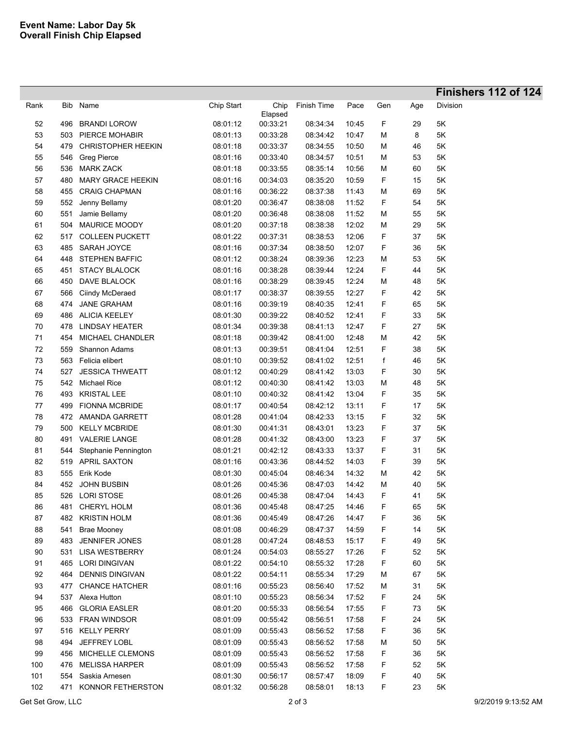**Event Name: Labor Day 5k**
**Overall Finish Chip Elapsed**

**Finishers 112 of 124**

| Rank | Bib | Name | Chip Start | Chip Elapsed | Finish Time | Pace | Gen | Age | Division |
|---|---|---|---|---|---|---|---|---|---|
| 52 | 496 | BRANDI LOROW | 08:01:12 | 00:33:21 | 08:34:34 | 10:45 | F | 29 | 5K |
| 53 | 503 | PIERCE MOHABIR | 08:01:13 | 00:33:28 | 08:34:42 | 10:47 | M | 8 | 5K |
| 54 | 479 | CHRISTOPHER HEEKIN | 08:01:18 | 00:33:37 | 08:34:55 | 10:50 | M | 46 | 5K |
| 55 | 546 | Greg Pierce | 08:01:16 | 00:33:40 | 08:34:57 | 10:51 | M | 53 | 5K |
| 56 | 536 | MARK ZACK | 08:01:18 | 00:33:55 | 08:35:14 | 10:56 | M | 60 | 5K |
| 57 | 480 | MARY GRACE HEEKIN | 08:01:16 | 00:34:03 | 08:35:20 | 10:59 | F | 15 | 5K |
| 58 | 455 | CRAIG CHAPMAN | 08:01:16 | 00:36:22 | 08:37:38 | 11:43 | M | 69 | 5K |
| 59 | 552 | Jenny Bellamy | 08:01:20 | 00:36:47 | 08:38:08 | 11:52 | F | 54 | 5K |
| 60 | 551 | Jamie Bellamy | 08:01:20 | 00:36:48 | 08:38:08 | 11:52 | M | 55 | 5K |
| 61 | 504 | MAURICE MOODY | 08:01:20 | 00:37:18 | 08:38:38 | 12:02 | M | 29 | 5K |
| 62 | 517 | COLLEEN PUCKETT | 08:01:22 | 00:37:31 | 08:38:53 | 12:06 | F | 37 | 5K |
| 63 | 485 | SARAH JOYCE | 08:01:16 | 00:37:34 | 08:38:50 | 12:07 | F | 36 | 5K |
| 64 | 448 | STEPHEN BAFFIC | 08:01:12 | 00:38:24 | 08:39:36 | 12:23 | M | 53 | 5K |
| 65 | 451 | STACY BLALOCK | 08:01:16 | 00:38:28 | 08:39:44 | 12:24 | F | 44 | 5K |
| 66 | 450 | DAVE BLALOCK | 08:01:16 | 00:38:29 | 08:39:45 | 12:24 | M | 48 | 5K |
| 67 | 566 | Ciindy McDeraed | 08:01:17 | 00:38:37 | 08:39:55 | 12:27 | F | 42 | 5K |
| 68 | 474 | JANE GRAHAM | 08:01:16 | 00:39:19 | 08:40:35 | 12:41 | F | 65 | 5K |
| 69 | 486 | ALICIA KEELEY | 08:01:30 | 00:39:22 | 08:40:52 | 12:41 | F | 33 | 5K |
| 70 | 478 | LINDSAY HEATER | 08:01:34 | 00:39:38 | 08:41:13 | 12:47 | F | 27 | 5K |
| 71 | 454 | MICHAEL CHANDLER | 08:01:18 | 00:39:42 | 08:41:00 | 12:48 | M | 42 | 5K |
| 72 | 559 | Shannon Adams | 08:01:13 | 00:39:51 | 08:41:04 | 12:51 | F | 38 | 5K |
| 73 | 563 | Felicia elibert | 08:01:10 | 00:39:52 | 08:41:02 | 12:51 | f | 46 | 5K |
| 74 | 527 | JESSICA THWEATT | 08:01:12 | 00:40:29 | 08:41:42 | 13:03 | F | 30 | 5K |
| 75 | 542 | Michael Rice | 08:01:12 | 00:40:30 | 08:41:42 | 13:03 | M | 48 | 5K |
| 76 | 493 | KRISTAL LEE | 08:01:10 | 00:40:32 | 08:41:42 | 13:04 | F | 35 | 5K |
| 77 | 499 | FIONNA MCBRIDE | 08:01:17 | 00:40:54 | 08:42:12 | 13:11 | F | 17 | 5K |
| 78 | 472 | AMANDA GARRETT | 08:01:28 | 00:41:04 | 08:42:33 | 13:15 | F | 32 | 5K |
| 79 | 500 | KELLY MCBRIDE | 08:01:30 | 00:41:31 | 08:43:01 | 13:23 | F | 37 | 5K |
| 80 | 491 | VALERIE LANGE | 08:01:28 | 00:41:32 | 08:43:00 | 13:23 | F | 37 | 5K |
| 81 | 544 | Stephanie Pennington | 08:01:21 | 00:42:12 | 08:43:33 | 13:37 | F | 31 | 5K |
| 82 | 519 | APRIL SAXTON | 08:01:16 | 00:43:36 | 08:44:52 | 14:03 | F | 39 | 5K |
| 83 | 555 | Erik Kode | 08:01:30 | 00:45:04 | 08:46:34 | 14:32 | M | 42 | 5K |
| 84 | 452 | JOHN BUSBIN | 08:01:26 | 00:45:36 | 08:47:03 | 14:42 | M | 40 | 5K |
| 85 | 526 | LORI STOSE | 08:01:26 | 00:45:38 | 08:47:04 | 14:43 | F | 41 | 5K |
| 86 | 481 | CHERYL HOLM | 08:01:36 | 00:45:48 | 08:47:25 | 14:46 | F | 65 | 5K |
| 87 | 482 | KRISTIN HOLM | 08:01:36 | 00:45:49 | 08:47:26 | 14:47 | F | 36 | 5K |
| 88 | 541 | Brae Mooney | 08:01:08 | 00:46:29 | 08:47:37 | 14:59 | F | 14 | 5K |
| 89 | 483 | JENNIFER JONES | 08:01:28 | 00:47:24 | 08:48:53 | 15:17 | F | 49 | 5K |
| 90 | 531 | LISA WESTBERRY | 08:01:24 | 00:54:03 | 08:55:27 | 17:26 | F | 52 | 5K |
| 91 | 465 | LORI DINGIVAN | 08:01:22 | 00:54:10 | 08:55:32 | 17:28 | F | 60 | 5K |
| 92 | 464 | DENNIS DINGIVAN | 08:01:22 | 00:54:11 | 08:55:34 | 17:29 | M | 67 | 5K |
| 93 | 477 | CHANCE HATCHER | 08:01:16 | 00:55:23 | 08:56:40 | 17:52 | M | 31 | 5K |
| 94 | 537 | Alexa Hutton | 08:01:10 | 00:55:23 | 08:56:34 | 17:52 | F | 24 | 5K |
| 95 | 466 | GLORIA EASLER | 08:01:20 | 00:55:33 | 08:56:54 | 17:55 | F | 73 | 5K |
| 96 | 533 | FRAN WINDSOR | 08:01:09 | 00:55:42 | 08:56:51 | 17:58 | F | 24 | 5K |
| 97 | 516 | KELLY PERRY | 08:01:09 | 00:55:43 | 08:56:52 | 17:58 | F | 36 | 5K |
| 98 | 494 | JEFFREY LOBL | 08:01:09 | 00:55:43 | 08:56:52 | 17:58 | M | 50 | 5K |
| 99 | 456 | MICHELLE CLEMONS | 08:01:09 | 00:55:43 | 08:56:52 | 17:58 | F | 36 | 5K |
| 100 | 476 | MELISSA HARPER | 08:01:09 | 00:55:43 | 08:56:52 | 17:58 | F | 52 | 5K |
| 101 | 554 | Saskia Arnesen | 08:01:30 | 00:56:17 | 08:57:47 | 18:09 | F | 40 | 5K |
| 102 | 471 | KONNOR FETHERSTON | 08:01:32 | 00:56:28 | 08:58:01 | 18:13 | F | 23 | 5K |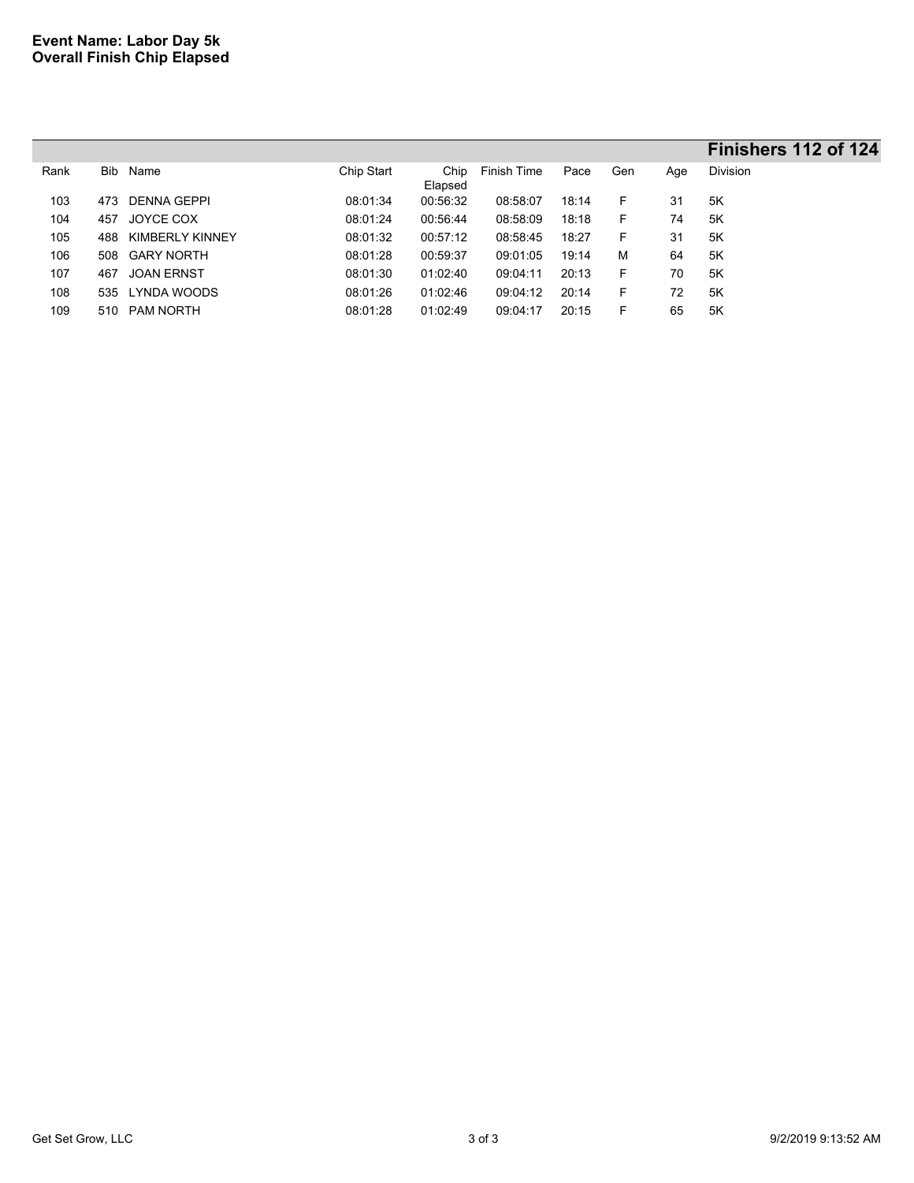**Event Name: Labor Day 5k**
**Overall Finish Chip Elapsed**

## Finishers 112 of 124

| Rank | Bib | Name | Chip Start | Chip Elapsed | Finish Time | Pace | Gen | Age | Division |
|---|---|---|---|---|---|---|---|---|---|
| 103 | 473 | DENNA GEPPI | 08:01:34 | 00:56:32 | 08:58:07 | 18:14 | F | 31 | 5K |
| 104 | 457 | JOYCE COX | 08:01:24 | 00:56:44 | 08:58:09 | 18:18 | F | 74 | 5K |
| 105 | 488 | KIMBERLY KINNEY | 08:01:32 | 00:57:12 | 08:58:45 | 18:27 | F | 31 | 5K |
| 106 | 508 | GARY NORTH | 08:01:28 | 00:59:37 | 09:01:05 | 19:14 | M | 64 | 5K |
| 107 | 467 | JOAN ERNST | 08:01:30 | 01:02:40 | 09:04:11 | 20:13 | F | 70 | 5K |
| 108 | 535 | LYNDA WOODS | 08:01:26 | 01:02:46 | 09:04:12 | 20:14 | F | 72 | 5K |
| 109 | 510 | PAM NORTH | 08:01:28 | 01:02:49 | 09:04:17 | 20:15 | F | 65 | 5K |

Get Set Grow, LLC

9/2/2019 9:13:52 AM